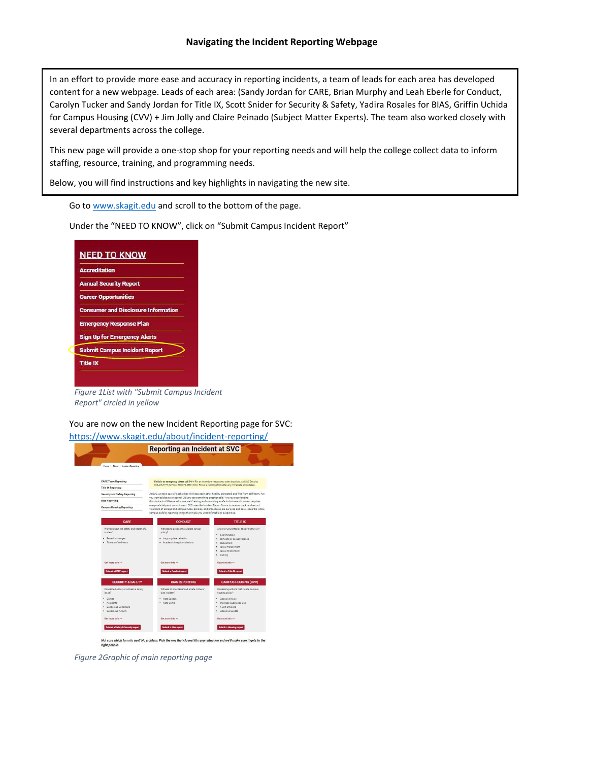# Navigating the Incident Reporting Webpage

In an effort to provide more ease and accuracy in reporting incidents, a team of leads for each area has developed content for a new webpage. Leads of each area: (Sandy Jordan for CARE, Brian Murphy and Leah Eberle for Conduct, Carolyn Tucker and Sandy Jordan for Title IX, Scott Snider for Security & Safety, Yadira Rosales for BIAS, Griffin Uchida for Campus Housing (CVV) + Jim Jolly and Claire Peinado (Subject Matter Experts). The team also worked closely with several departments across the college.

This new page will provide a one-stop shop for your reporting needs and will help the college collect data to inform staffing, resource, training, and programming needs.

Below, you will find instructions and key highlights in navigating the new site.

Go to [www.skagit.edu](www.skagit.edu) and scroll to the bottom of the page.

Under the "NEED TO KNOW", click on "Submit Campus Incident Report"

*Figure 1List with "Submit Campus Incident Report" circled in yellow*

You are now on the new Incident Reporting page for SVC: [https://www.skagit.edu/about/incident-reporting/](https://www.skagit.edu/about/incident-reporting/)

*Figure 2Graphic of main reporting page*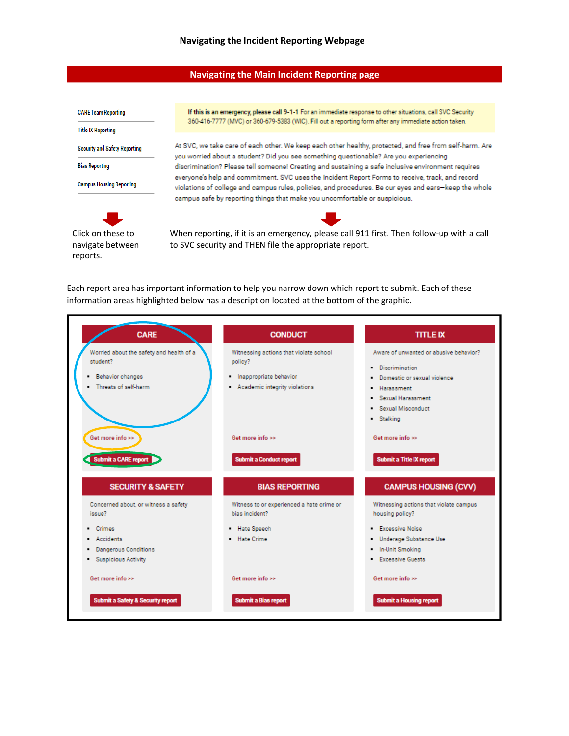# Navigating the Incident Reporting Webpage

## Navigating the Main Incident Reporting page

- CARE Team Reporting
- Title IX Reporting
- Security and Safety Reporting
- Bias Reporting
- Campus Housing Reporting

**If this is an emergency, please call 9-1-1** For an immediate response to other situations, call SVC Security 360-416-7777 (MVC) or 360-679-5383 (WIC). Fill out a reporting form after any immediate action taken.

At SVC, we take care of each other. We keep each other healthy, protected, and free from self-harm. Are you worried about a student? Did you see something questionable? Are you experiencing discrimination? Please tell someone! Creating and sustaining a safe inclusive environment requires everyone's help and commitment. SVC uses the Incident Report Forms to receive, track, and record violations of college and campus rules, policies, and procedures. Be our eyes and ears—keep the whole campus safe by reporting things that make you uncomfortable or suspicious.

Click on these to navigate between reports.

When reporting, if it is an emergency, please call 911 first. Then follow-up with a call to SVC security and THEN file the appropriate report.

Each report area has important information to help you narrow down which report to submit. Each of these information areas highlighted below has a description located at the bottom of the graphic.

### CARE

Worried about the safety and health of a student?

- Behavior changes
- Threats of self-harm

Get more info >>

Submit a CARE report

### CONDUCT

Witnessing actions that violate school policy?

- Inappropriate behavior
- Academic integrity violations

Get more info >>

Submit a Conduct report

### TITLE IX

Aware of unwanted or abusive behavior?

- Discrimination
- Domestic or sexual violence
- Harassment
- Sexual Harassment
- Sexual Misconduct
- Stalking

Get more info >>

Submit a Title IX report

### SECURITY & SAFETY

Concerned about, or witness a safety issue?

- Crimes
- Accidents
- Dangerous Conditions
- Suspicious Activity

Get more info >>

Submit a Safety & Security report

### BIAS REPORTING

Witness to or experienced a hate crime or bias incident?

- Hate Speech
- Hate Crime

Get more info >>

Submit a Bias report

### CAMPUS HOUSING (CVV)

Witnessing actions that violate campus housing policy?

- Excessive Noise
- Underage Substance Use
- In-Unit Smoking
- Excessive Guests

Get more info >>

Submit a Housing report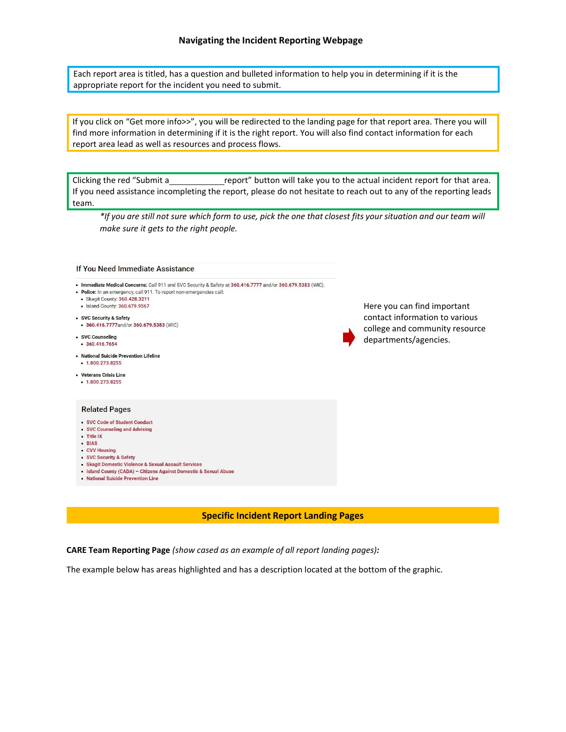## Navigating the Incident Reporting Webpage

Each report area is titled, has a question and bulleted information to help you in determining if it is the appropriate report for the incident you need to submit.

If you click on "Get more info>>", you will be redirected to the landing page for that report area. There you will find more information in determining if it is the right report. You will also find contact information for each report area lead as well as resources and process flows.

Clicking the red "Submit a\_\_\_\_\_\_\_\_\_\_\_\_report" button will take you to the actual incident report for that area. If you need assistance incompleting the report, please do not hesitate to reach out to any of the reporting leads team.

*\*If you are still not sure which form to use, pick the one that closest fits your situation and our team will make sure it gets to the right people.*

### If You Need Immediate Assistance

- **Immediate Medical Concerns:** Call 911 and SVC Security & Safety at 360.416.7777 and/or 360.679.5383 (WIC).
- **Police:** In an emergency, call 911. To report non-emergencies call:
  - Skagit County: 360.428.3211
  - Island County: 360.679.9567
- **SVC Security & Safety**
  - 360.416.7777and/or 360.679.5383 (WIC)
- **SVC Counseling**
  - 360.416.7654
- **National Suicide Prevention Lifeline**
  - 1.800.273.8255
- **Veterans Crisis Line**
  - 1.800.273.8255

Here you can find important contact information to various college and community resource departments/agencies.

### Related Pages

- SVC Code of Student Conduct
- SVC Counseling and Advising
- Title IX
- BIAS
- CVV Housing
- SVC Security & Safety
- Skagit Domestic Violence & Sexual Assault Services
- Island County (CADA) – Citizens Against Domestic & Sexual Abuse
- National Suicide Prevention Line

## Specific Incident Report Landing Pages

**CARE Team Reporting Page** *(show cased as an example of all report landing pages):*

The example below has areas highlighted and has a description located at the bottom of the graphic.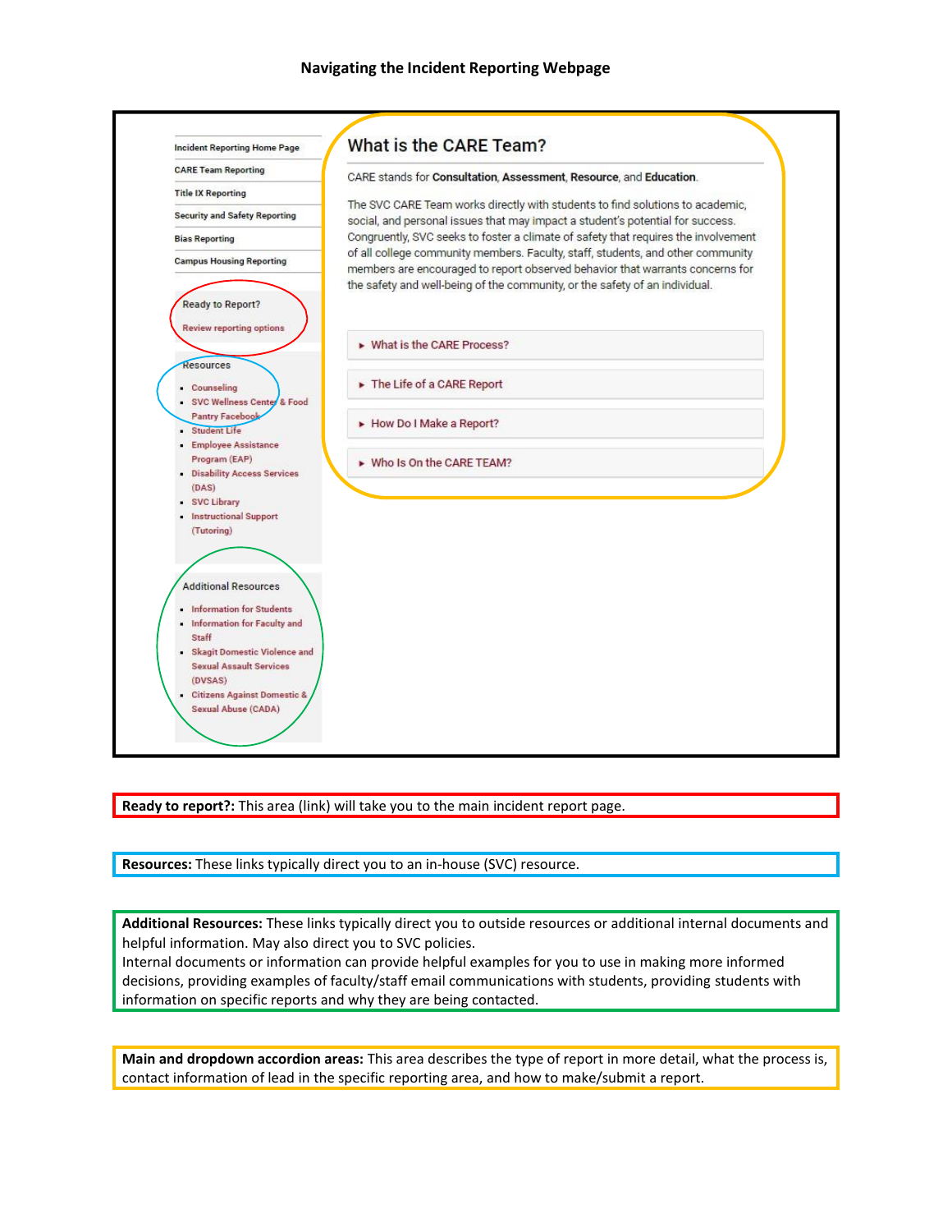# Navigating the Incident Reporting Webpage

- Incident Reporting Home Page
- CARE Team Reporting
- Title IX Reporting
- Security and Safety Reporting
- Bias Reporting
- Campus Housing Reporting

Ready to Report?

Review reporting options

Resources

- Counseling
- SVC Wellness Center & Food Pantry Facebook
- Student Life
- Employee Assistance Program (EAP)
- Disability Access Services (DAS)
- SVC Library
- Instructional Support (Tutoring)

Additional Resources

- Information for Students
- Information for Faculty and Staff
- Skagit Domestic Violence and Sexual Assault Services (DVSAS)
- Citizens Against Domestic & Sexual Abuse (CADA)

## What is the CARE Team?

CARE stands for **Consultation**, **Assessment**, **Resource**, and **Education**.

The SVC CARE Team works directly with students to find solutions to academic, social, and personal issues that may impact a student's potential for success. Congruently, SVC seeks to foster a climate of safety that requires the involvement of all college community members. Faculty, staff, students, and other community members are encouraged to report observed behavior that warrants concerns for the safety and well-being of the community, or the safety of an individual.

- ▸ What is the CARE Process?
- ▸ The Life of a CARE Report
- ▸ How Do I Make a Report?
- ▸ Who Is On the CARE TEAM?

**Ready to report?:** This area (link) will take you to the main incident report page.

**Resources:** These links typically direct you to an in-house (SVC) resource.

**Additional Resources:** These links typically direct you to outside resources or additional internal documents and helpful information. May also direct you to SVC policies.
Internal documents or information can provide helpful examples for you to use in making more informed decisions, providing examples of faculty/staff email communications with students, providing students with information on specific reports and why they are being contacted.

**Main and dropdown accordion areas:** This area describes the type of report in more detail, what the process is, contact information of lead in the specific reporting area, and how to make/submit a report.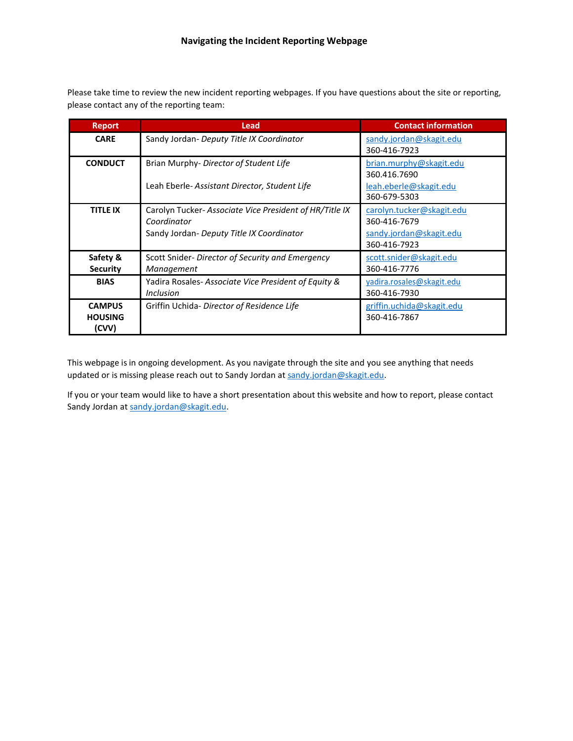# Navigating the Incident Reporting Webpage

Please take time to review the new incident reporting webpages. If you have questions about the site or reporting, please contact any of the reporting team:

| Report | Lead | Contact information |
|---|---|---|
| **CARE** | Sandy Jordan- *Deputy Title IX Coordinator* | sandy.jordan@skagit.edu<br>360-416-7923 |
| **CONDUCT** | Brian Murphy- *Director of Student Life*<br><br>Leah Eberle- *Assistant Director, Student Life* | brian.murphy@skagit.edu<br>360.416.7690<br>leah.eberle@skagit.edu<br>360-679-5303 |
| **TITLE IX** | Carolyn Tucker- *Associate Vice President of HR/Title IX Coordinator*<br>Sandy Jordan- *Deputy Title IX Coordinator* | carolyn.tucker@skagit.edu<br>360-416-7679<br>sandy.jordan@skagit.edu<br>360-416-7923 |
| **Safety & Security** | Scott Snider- *Director of Security and Emergency Management* | scott.snider@skagit.edu<br>360-416-7776 |
| **BIAS** | Yadira Rosales- *Associate Vice President of Equity & Inclusion* | yadira.rosales@skagit.edu<br>360-416-7930 |
| **CAMPUS HOUSING (CVV)** | Griffin Uchida- *Director of Residence Life* | griffin.uchida@skagit.edu<br>360-416-7867 |

This webpage is in ongoing development. As you navigate through the site and you see anything that needs updated or is missing please reach out to Sandy Jordan at sandy.jordan@skagit.edu.

If you or your team would like to have a short presentation about this website and how to report, please contact Sandy Jordan at sandy.jordan@skagit.edu.